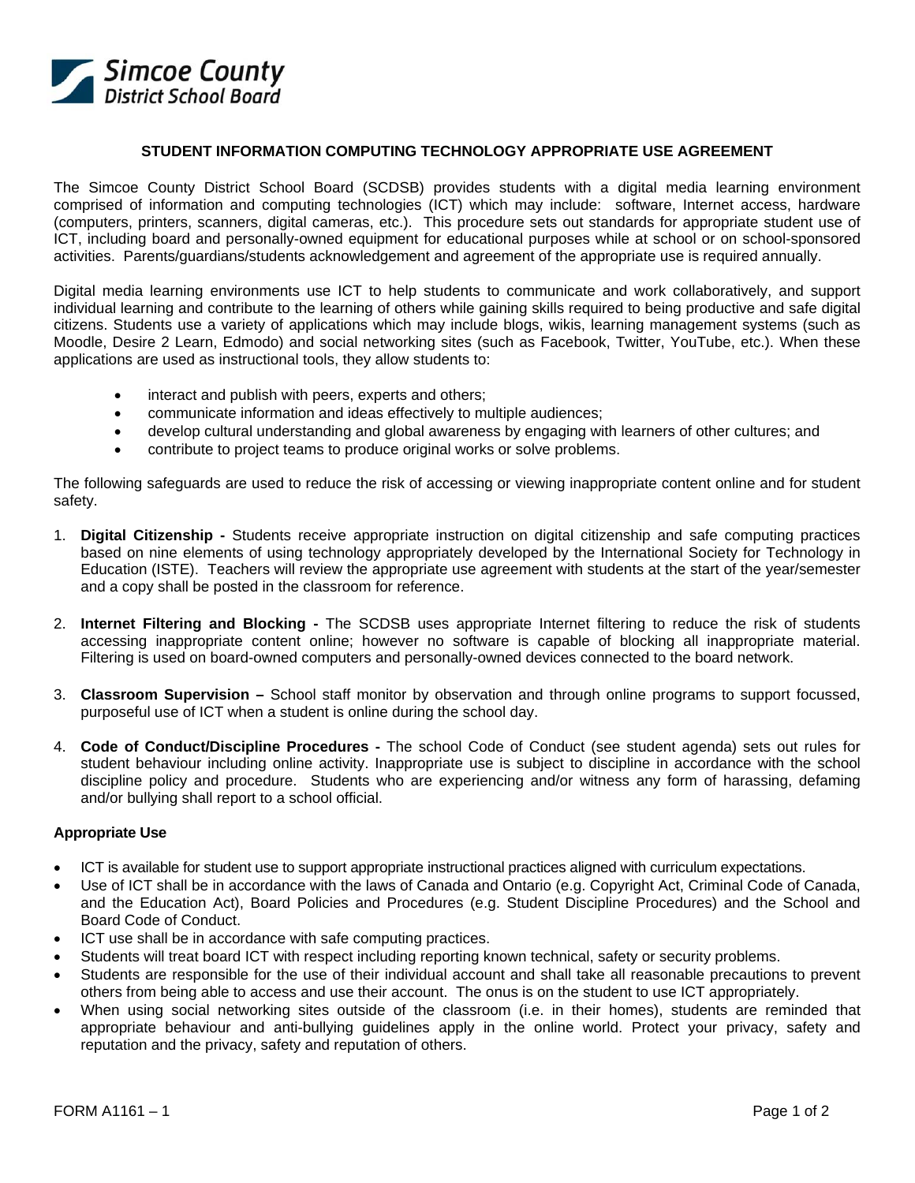Simcoe County
District School Board

# STUDENT INFORMATION COMPUTING TECHNOLOGY APPROPRIATE USE AGREEMENT

The Simcoe County District School Board (SCDSB) provides students with a digital media learning environment comprised of information and computing technologies (ICT) which may include: software, Internet access, hardware (computers, printers, scanners, digital cameras, etc.). This procedure sets out standards for appropriate student use of ICT, including board and personally-owned equipment for educational purposes while at school or on school-sponsored activities. Parents/guardians/students acknowledgement and agreement of the appropriate use is required annually.

Digital media learning environments use ICT to help students to communicate and work collaboratively, and support individual learning and contribute to the learning of others while gaining skills required to being productive and safe digital citizens. Students use a variety of applications which may include blogs, wikis, learning management systems (such as Moodle, Desire 2 Learn, Edmodo) and social networking sites (such as Facebook, Twitter, YouTube, etc.). When these applications are used as instructional tools, they allow students to:

- interact and publish with peers, experts and others;
- communicate information and ideas effectively to multiple audiences;
- develop cultural understanding and global awareness by engaging with learners of other cultures; and
- contribute to project teams to produce original works or solve problems.

The following safeguards are used to reduce the risk of accessing or viewing inappropriate content online and for student safety.

1. **Digital Citizenship -** Students receive appropriate instruction on digital citizenship and safe computing practices based on nine elements of using technology appropriately developed by the International Society for Technology in Education (ISTE). Teachers will review the appropriate use agreement with students at the start of the year/semester and a copy shall be posted in the classroom for reference.

2. **Internet Filtering and Blocking -** The SCDSB uses appropriate Internet filtering to reduce the risk of students accessing inappropriate content online; however no software is capable of blocking all inappropriate material. Filtering is used on board-owned computers and personally-owned devices connected to the board network.

3. **Classroom Supervision –** School staff monitor by observation and through online programs to support focussed, purposeful use of ICT when a student is online during the school day.

4. **Code of Conduct/Discipline Procedures -** The school Code of Conduct (see student agenda) sets out rules for student behaviour including online activity. Inappropriate use is subject to discipline in accordance with the school discipline policy and procedure. Students who are experiencing and/or witness any form of harassing, defaming and/or bullying shall report to a school official.

### Appropriate Use

- ICT is available for student use to support appropriate instructional practices aligned with curriculum expectations.
- Use of ICT shall be in accordance with the laws of Canada and Ontario (e.g. Copyright Act, Criminal Code of Canada, and the Education Act), Board Policies and Procedures (e.g. Student Discipline Procedures) and the School and Board Code of Conduct.
- ICT use shall be in accordance with safe computing practices.
- Students will treat board ICT with respect including reporting known technical, safety or security problems.
- Students are responsible for the use of their individual account and shall take all reasonable precautions to prevent others from being able to access and use their account. The onus is on the student to use ICT appropriately.
- When using social networking sites outside of the classroom (i.e. in their homes), students are reminded that appropriate behaviour and anti-bullying guidelines apply in the online world. Protect your privacy, safety and reputation and the privacy, safety and reputation of others.

FORM A1161 – 1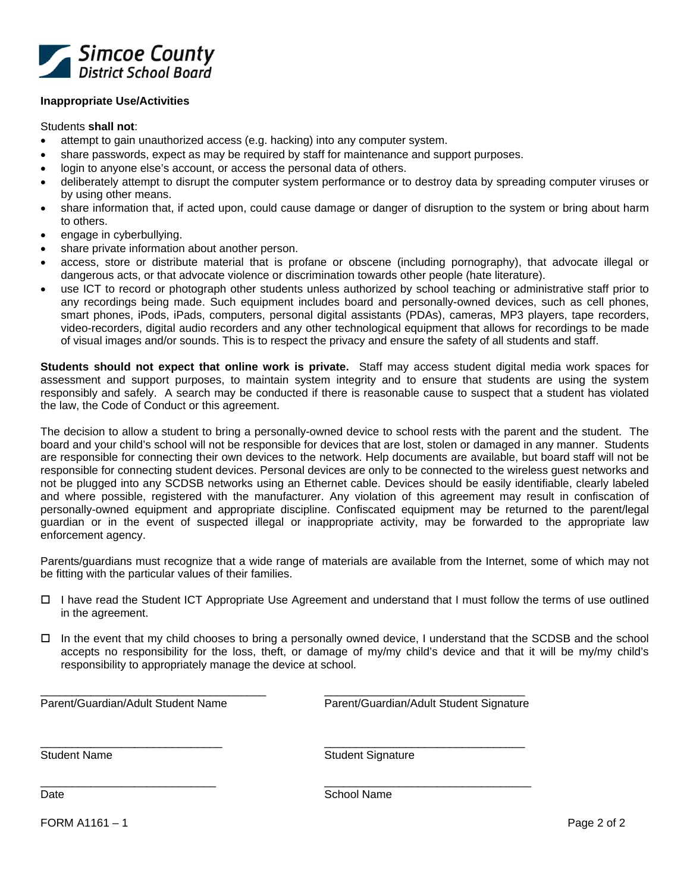**Simcoe County District School Board**

**Inappropriate Use/Activities**

Students **shall not**:

- attempt to gain unauthorized access (e.g. hacking) into any computer system.
- share passwords, expect as may be required by staff for maintenance and support purposes.
- login to anyone else's account, or access the personal data of others.
- deliberately attempt to disrupt the computer system performance or to destroy data by spreading computer viruses or by using other means.
- share information that, if acted upon, could cause damage or danger of disruption to the system or bring about harm to others.
- engage in cyberbullying.
- share private information about another person.
- access, store or distribute material that is profane or obscene (including pornography), that advocate illegal or dangerous acts, or that advocate violence or discrimination towards other people (hate literature).
- use ICT to record or photograph other students unless authorized by school teaching or administrative staff prior to any recordings being made. Such equipment includes board and personally-owned devices, such as cell phones, smart phones, iPods, iPads, computers, personal digital assistants (PDAs), cameras, MP3 players, tape recorders, video-recorders, digital audio recorders and any other technological equipment that allows for recordings to be made of visual images and/or sounds. This is to respect the privacy and ensure the safety of all students and staff.

**Students should not expect that online work is private.** Staff may access student digital media work spaces for assessment and support purposes, to maintain system integrity and to ensure that students are using the system responsibly and safely. A search may be conducted if there is reasonable cause to suspect that a student has violated the law, the Code of Conduct or this agreement.

The decision to allow a student to bring a personally-owned device to school rests with the parent and the student. The board and your child's school will not be responsible for devices that are lost, stolen or damaged in any manner. Students are responsible for connecting their own devices to the network. Help documents are available, but board staff will not be responsible for connecting student devices. Personal devices are only to be connected to the wireless guest networks and not be plugged into any SCDSB networks using an Ethernet cable. Devices should be easily identifiable, clearly labeled and where possible, registered with the manufacturer. Any violation of this agreement may result in confiscation of personally-owned equipment and appropriate discipline. Confiscated equipment may be returned to the parent/legal guardian or in the event of suspected illegal or inappropriate activity, may be forwarded to the appropriate law enforcement agency.

Parents/guardians must recognize that a wide range of materials are available from the Internet, some of which may not be fitting with the particular values of their families.

- ☐ I have read the Student ICT Appropriate Use Agreement and understand that I must follow the terms of use outlined in the agreement.
- ☐ In the event that my child chooses to bring a personally owned device, I understand that the SCDSB and the school accepts no responsibility for the loss, theft, or damage of my/my child's device and that it will be my/my child's responsibility to appropriately manage the device at school.

| | |
|---|---|
| ______________________________ | ______________________________ |
| Parent/Guardian/Adult Student Name | Parent/Guardian/Adult Student Signature |
| ______________________________ | ______________________________ |
| Student Name | Student Signature |
| ______________________________ | ______________________________ |
| Date | School Name |

FORM A1161 – 1